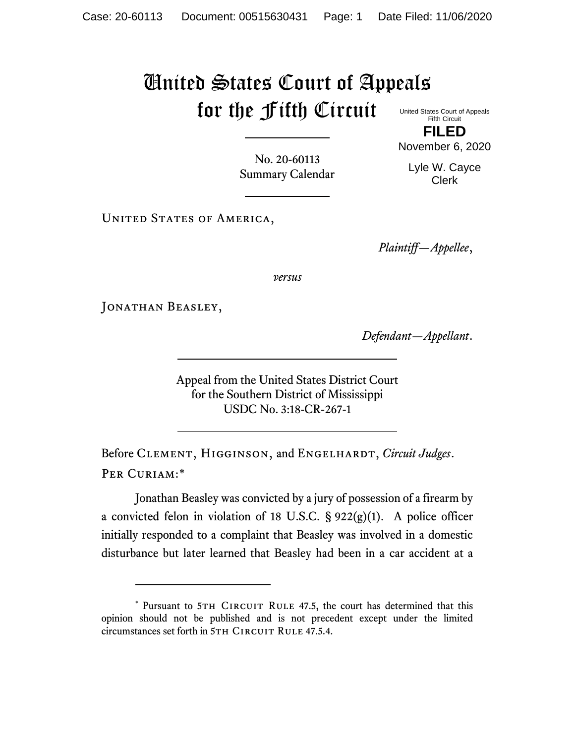# United States Court of Appeals for the Fifth Circuit

United States Court of Appeals
Fifth Circuit

**FILED**

November 6, 2020

Lyle W. Cayce
Clerk

No. 20-60113
Summary Calendar

---

United States of America,

*Plaintiff—Appellee*,

*versus*

Jonathan Beasley,

*Defendant—Appellant*.

---

Appeal from the United States District Court
for the Southern District of Mississippi
USDC No. 3:18-CR-267-1

---

Before Clement, Higginson, and Engelhardt, *Circuit Judges*.

Per Curiam:*

Jonathan Beasley was convicted by a jury of possession of a firearm by a convicted felon in violation of 18 U.S.C. § 922(g)(1). A police officer initially responded to a complaint that Beasley was involved in a domestic disturbance but later learned that Beasley had been in a car accident at a

---

\* Pursuant to 5th Circuit Rule 47.5, the court has determined that this opinion should not be published and is not precedent except under the limited circumstances set forth in 5th Circuit Rule 47.5.4.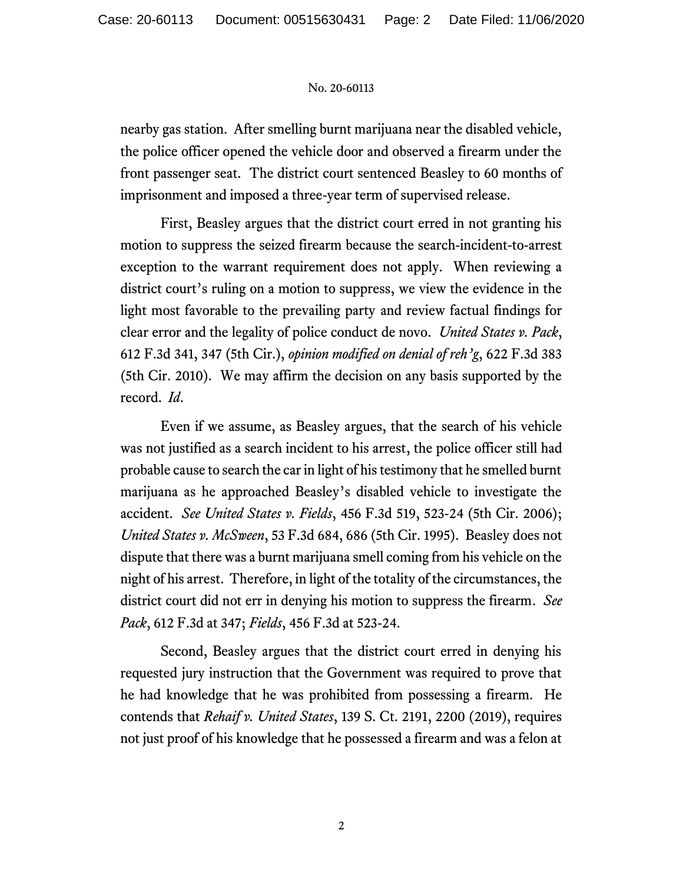nearby gas station. After smelling burnt marijuana near the disabled vehicle, the police officer opened the vehicle door and observed a firearm under the front passenger seat. The district court sentenced Beasley to 60 months of imprisonment and imposed a three-year term of supervised release.

First, Beasley argues that the district court erred in not granting his motion to suppress the seized firearm because the search-incident-to-arrest exception to the warrant requirement does not apply. When reviewing a district court's ruling on a motion to suppress, we view the evidence in the light most favorable to the prevailing party and review factual findings for clear error and the legality of police conduct de novo. *United States v. Pack*, 612 F.3d 341, 347 (5th Cir.), *opinion modified on denial of reh'g*, 622 F.3d 383 (5th Cir. 2010). We may affirm the decision on any basis supported by the record. *Id*.

Even if we assume, as Beasley argues, that the search of his vehicle was not justified as a search incident to his arrest, the police officer still had probable cause to search the car in light of his testimony that he smelled burnt marijuana as he approached Beasley's disabled vehicle to investigate the accident. *See United States v. Fields*, 456 F.3d 519, 523-24 (5th Cir. 2006); *United States v. McSween*, 53 F.3d 684, 686 (5th Cir. 1995). Beasley does not dispute that there was a burnt marijuana smell coming from his vehicle on the night of his arrest. Therefore, in light of the totality of the circumstances, the district court did not err in denying his motion to suppress the firearm. *See Pack*, 612 F.3d at 347; *Fields*, 456 F.3d at 523-24.

Second, Beasley argues that the district court erred in denying his requested jury instruction that the Government was required to prove that he had knowledge that he was prohibited from possessing a firearm. He contends that *Rehaif v. United States*, 139 S. Ct. 2191, 2200 (2019), requires not just proof of his knowledge that he possessed a firearm and was a felon at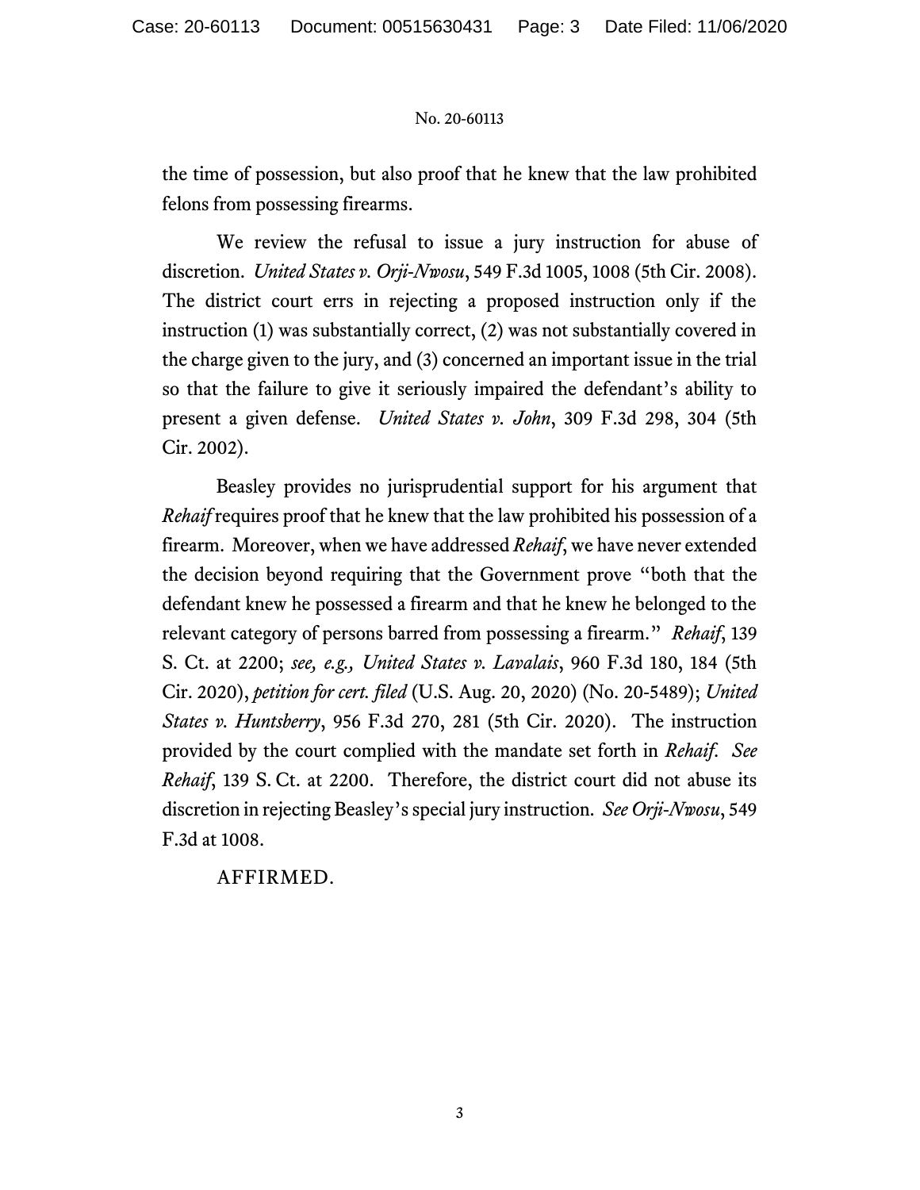the time of possession, but also proof that he knew that the law prohibited felons from possessing firearms.

We review the refusal to issue a jury instruction for abuse of discretion. *United States v. Orji-Nwosu*, 549 F.3d 1005, 1008 (5th Cir. 2008). The district court errs in rejecting a proposed instruction only if the instruction (1) was substantially correct, (2) was not substantially covered in the charge given to the jury, and (3) concerned an important issue in the trial so that the failure to give it seriously impaired the defendant's ability to present a given defense. *United States v. John*, 309 F.3d 298, 304 (5th Cir. 2002).

Beasley provides no jurisprudential support for his argument that *Rehaif* requires proof that he knew that the law prohibited his possession of a firearm. Moreover, when we have addressed *Rehaif*, we have never extended the decision beyond requiring that the Government prove "both that the defendant knew he possessed a firearm and that he knew he belonged to the relevant category of persons barred from possessing a firearm." *Rehaif*, 139 S. Ct. at 2200; *see, e.g., United States v. Lavalais*, 960 F.3d 180, 184 (5th Cir. 2020), *petition for cert. filed* (U.S. Aug. 20, 2020) (No. 20-5489); *United States v. Huntsberry*, 956 F.3d 270, 281 (5th Cir. 2020). The instruction provided by the court complied with the mandate set forth in *Rehaif*. *See Rehaif*, 139 S. Ct. at 2200. Therefore, the district court did not abuse its discretion in rejecting Beasley's special jury instruction. *See Orji-Nwosu*, 549 F.3d at 1008.

AFFIRMED.